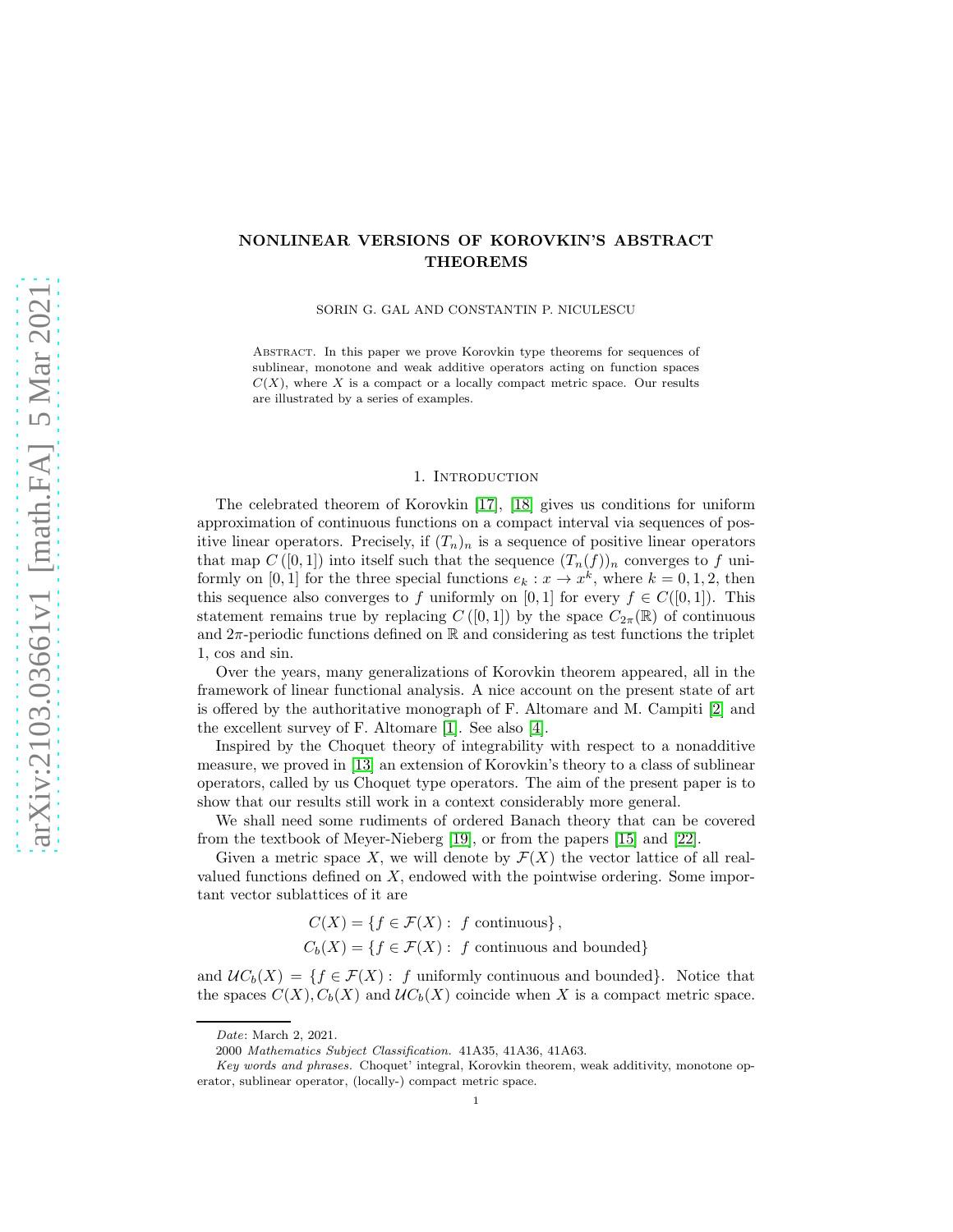# NONLINEAR VERSIONS OF KOROVKIN'S ABSTRACT THEOREMS

SORIN G. GAL AND CONSTANTIN P. NICULESCU

Abstract. In this paper we prove Korovkin type theorems for sequences of sublinear, monotone and weak additive operators acting on function spaces $C(X)$, where $X$ is a compact or a locally compact metric space. Our results are illustrated by a series of examples.

## 1. Introduction

The celebrated theorem of Korovkin [17], [18] gives us conditions for uniform approximation of continuous functions on a compact interval via sequences of positive linear operators. Precisely, if $(T_n)_n$ is a sequence of positive linear operators that map $C([0,1])$ into itself such that the sequence $(T_n(f))_n$ converges to $f$ uniformly on $[0,1]$ for the three special functions $e_k : x \to x^k$, where $k = 0, 1, 2$, then this sequence also converges to $f$ uniformly on $[0,1]$ for every $f \in C([0,1])$. This statement remains true by replacing $C([0,1])$ by the space $C_{2\pi}(\mathbb{R})$ of continuous and $2\pi$-periodic functions defined on $\mathbb{R}$ and considering as test functions the triplet 1, cos and sin.

Over the years, many generalizations of Korovkin theorem appeared, all in the framework of linear functional analysis. A nice account on the present state of art is offered by the authoritative monograph of F. Altomare and M. Campiti [2] and the excellent survey of F. Altomare [1]. See also [4].

Inspired by the Choquet theory of integrability with respect to a nonadditive measure, we proved in [13] an extension of Korovkin's theory to a class of sublinear operators, called by us Choquet type operators. The aim of the present paper is to show that our results still work in a context considerably more general.

We shall need some rudiments of ordered Banach theory that can be covered from the textbook of Meyer-Nieberg [19], or from the papers [15] and [22].

Given a metric space $X$, we will denote by $\mathcal{F}(X)$ the vector lattice of all real-valued functions defined on $X$, endowed with the pointwise ordering. Some important vector sublattices of it are

$$C(X) = \{f \in \mathcal{F}(X) : \ f \text{ continuous}\},$$
$$C_b(X) = \{f \in \mathcal{F}(X) : \ f \text{ continuous and bounded}\}$$

and $\mathcal{U}C_b(X) = \{f \in \mathcal{F}(X) : \ f \text{ uniformly continuous and bounded}\}$. Notice that the spaces $C(X), C_b(X)$ and $\mathcal{U}C_b(X)$ coincide when $X$ is a compact metric space.

*Date*: March 2, 2021.

2000 *Mathematics Subject Classification.* 41A35, 41A36, 41A63.

*Key words and phrases.* Choquet' integral, Korovkin theorem, weak additivity, monotone operator, sublinear operator, (locally-) compact metric space.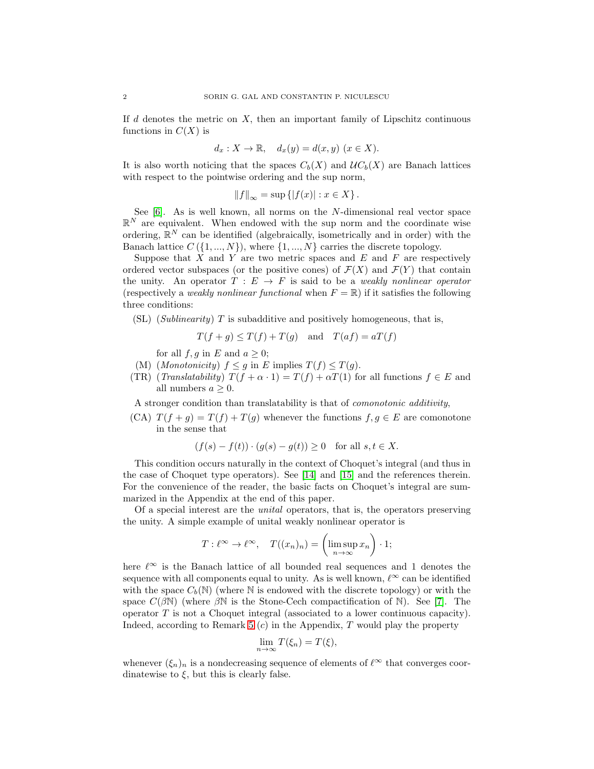If $d$ denotes the metric on $X$, then an important family of Lipschitz continuous functions in $C(X)$ is

$$d_x : X \to \mathbb{R}, \quad d_x(y) = d(x, y) \ (x \in X).$$

It is also worth noticing that the spaces $C_b(X)$ and $\mathcal{U}C_b(X)$ are Banach lattices with respect to the pointwise ordering and the sup norm,

$$\|f\|_\infty = \sup \{|f(x)| : x \in X\}.$$

See [6]. As is well known, all norms on the $N$-dimensional real vector space $\mathbb{R}^N$ are equivalent. When endowed with the sup norm and the coordinate wise ordering, $\mathbb{R}^N$ can be identified (algebraically, isometrically and in order) with the Banach lattice $C(\{1, ..., N\})$, where $\{1, ..., N\}$ carries the discrete topology.

Suppose that $X$ and $Y$ are two metric spaces and $E$ and $F$ are respectively ordered vector subspaces (or the positive cones) of $\mathcal{F}(X)$ and $\mathcal{F}(Y)$ that contain the unity. An operator $T : E \to F$ is said to be a *weakly nonlinear operator* (respectively a *weakly nonlinear functional* when $F = \mathbb{R}$) if it satisfies the following three conditions:

(SL) (*Sublinearity*) $T$ is subadditive and positively homogeneous, that is,

$$T(f + g) \leq T(f) + T(g) \quad \text{and} \quad T(af) = aT(f)$$

for all $f, g$ in $E$ and $a \geq 0$;

(M) (*Monotonicity*) $f \leq g$ in $E$ implies $T(f) \leq T(g)$.

(TR) (*Translatability*) $T(f + \alpha \cdot 1) = T(f) + \alpha T(1)$ for all functions $f \in E$ and all numbers $a \geq 0$.

A stronger condition than translatability is that of *comonotonic additivity*,

(CA) $T(f + g) = T(f) + T(g)$ whenever the functions $f, g \in E$ are comonotone in the sense that

$$(f(s) - f(t)) \cdot (g(s) - g(t)) \geq 0 \quad \text{for all } s, t \in X.$$

This condition occurs naturally in the context of Choquet's integral (and thus in the case of Choquet type operators). See [14] and [15] and the references therein. For the convenience of the reader, the basic facts on Choquet's integral are summarized in the Appendix at the end of this paper.

Of a special interest are the *unital* operators, that is, the operators preserving the unity. A simple example of unital weakly nonlinear operator is

$$T : \ell^\infty \to \ell^\infty, \quad T((x_n)_n) = \left(\limsup_{n \to \infty} x_n\right) \cdot 1;$$

here $\ell^\infty$ is the Banach lattice of all bounded real sequences and 1 denotes the sequence with all components equal to unity. As is well known, $\ell^\infty$ can be identified with the space $C_b(\mathbb{N})$ (where $\mathbb{N}$ is endowed with the discrete topology) or with the space $C(\beta\mathbb{N})$ (where $\beta\mathbb{N}$ is the Stone-Cech compactification of $\mathbb{N}$). See [7]. The operator $T$ is not a Choquet integral (associated to a lower continuous capacity). Indeed, according to Remark 5 $(c)$ in the Appendix, $T$ would play the property

$$\lim_{n \to \infty} T(\xi_n) = T(\xi),$$

whenever $(\xi_n)_n$ is a nondecreasing sequence of elements of $\ell^\infty$ that converges coordinatewise to $\xi$, but this is clearly false.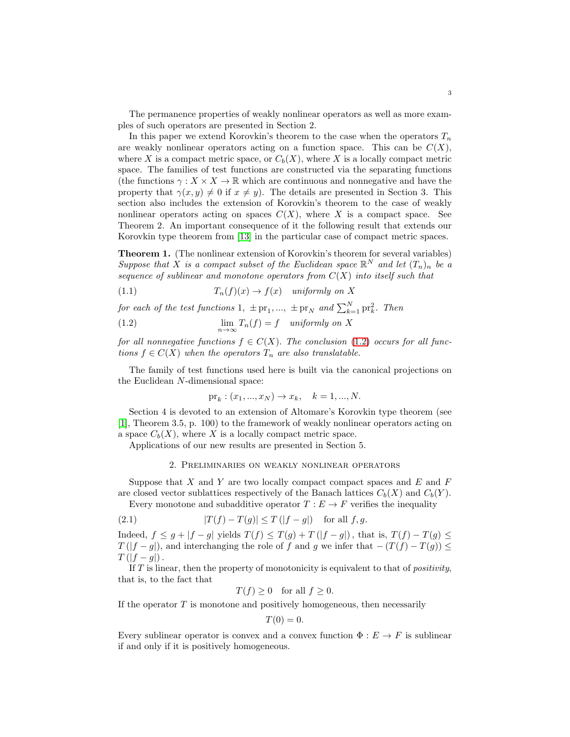The permanence properties of weakly nonlinear operators as well as more examples of such operators are presented in Section 2.

In this paper we extend Korovkin's theorem to the case when the operators $T_n$ are weakly nonlinear operators acting on a function space. This can be $C(X)$, where $X$ is a compact metric space, or $C_b(X)$, where $X$ is a locally compact metric space. The families of test functions are constructed via the separating functions (the functions $\gamma : X \times X \to \mathbb{R}$ which are continuous and nonnegative and have the property that $\gamma(x, y) \neq 0$ if $x \neq y$). The details are presented in Section 3. This section also includes the extension of Korovkin's theorem to the case of weakly nonlinear operators acting on spaces $C(X)$, where $X$ is a compact space. See Theorem 2. An important consequence of it the following result that extends our Korovkin type theorem from [13] in the particular case of compact metric spaces.

**Theorem 1.** (The nonlinear extension of Korovkin's theorem for several variables) *Suppose that $X$ is a compact subset of the Euclidean space $\mathbb{R}^N$ and let $(T_n)_n$ be a sequence of sublinear and monotone operators from $C(X)$ into itself such that*

$$T_n(f)(x) \to f(x) \quad \text{uniformly on } X \tag{1.1}$$

*for each of the test functions $1, \pm \operatorname{pr}_1, ..., \pm \operatorname{pr}_N$ and $\sum_{k=1}^{N} \operatorname{pr}_k^2$. Then*

$$\lim_{n\to\infty} T_n(f) = f \quad \text{uniformly on } X \tag{1.2}$$

*for all nonnegative functions $f \in C(X)$. The conclusion (1.2) occurs for all functions $f \in C(X)$ when the operators $T_n$ are also translatable.*

The family of test functions used here is built via the canonical projections on the Euclidean $N$-dimensional space:

$$\operatorname{pr}_k : (x_1, ..., x_N) \to x_k, \quad k = 1, ..., N.$$

Section 4 is devoted to an extension of Altomare's Korovkin type theorem (see [1], Theorem 3.5, p. 100) to the framework of weakly nonlinear operators acting on a space $C_b(X)$, where $X$ is a locally compact metric space.

Applications of our new results are presented in Section 5.

## 2. Preliminaries on weakly nonlinear operators

Suppose that $X$ and $Y$ are two locally compact compact spaces and $E$ and $F$ are closed vector sublattices respectively of the Banach lattices $C_b(X)$ and $C_b(Y)$.

Every monotone and subadditive operator $T : E \to F$ verifies the inequality

$$|T(f) - T(g)| \leq T(|f - g|) \quad \text{for all } f, g. \tag{2.1}$$

Indeed, $f \leq g + |f - g|$ yields $T(f) \leq T(g) + T(|f - g|)$, that is, $T(f) - T(g) \leq T(|f - g|)$, and interchanging the role of $f$ and $g$ we infer that $-(T(f) - T(g)) \leq T(|f - g|)$.

If $T$ is linear, then the property of monotonicity is equivalent to that of *positivity*, that is, to the fact that

$$T(f) \geq 0 \quad \text{for all } f \geq 0.$$

If the operator $T$ is monotone and positively homogeneous, then necessarily

$$T(0) = 0.$$

Every sublinear operator is convex and a convex function $\Phi : E \to F$ is sublinear if and only if it is positively homogeneous.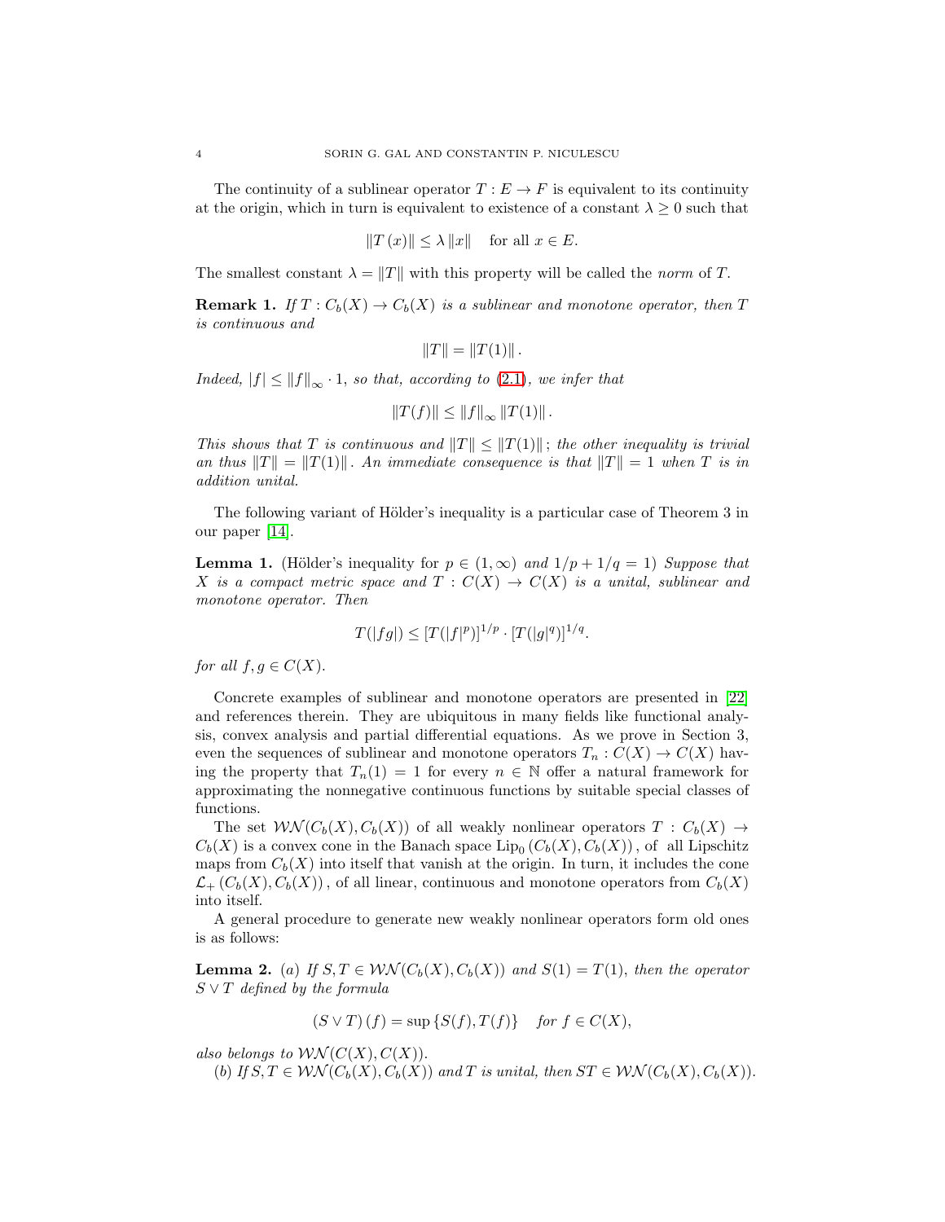The continuity of a sublinear operator $T : E \to F$ is equivalent to its continuity at the origin, which in turn is equivalent to existence of a constant $\lambda \geq 0$ such that

$$\|T(x)\| \leq \lambda \|x\| \quad \text{for all } x \in E.$$

The smallest constant $\lambda = \|T\|$ with this property will be called the *norm* of $T$.

**Remark 1.** *If $T : C_b(X) \to C_b(X)$ is a sublinear and monotone operator, then $T$ is continuous and*

$$\|T\| = \|T(1)\|.$$

*Indeed, $|f| \leq \|f\|_\infty \cdot 1$, so that, according to (2.1), we infer that*

$$\|T(f)\| \leq \|f\|_\infty \|T(1)\|.$$

*This shows that $T$ is continuous and $\|T\| \leq \|T(1)\|$; the other inequality is trivial an thus $\|T\| = \|T(1)\|$. An immediate consequence is that $\|T\| = 1$ when $T$ is in addition unital.*

The following variant of Hölder's inequality is a particular case of Theorem 3 in our paper [14].

**Lemma 1.** (Hölder's inequality for $p \in (1, \infty)$ and $1/p + 1/q = 1$) *Suppose that $X$ is a compact metric space and $T : C(X) \to C(X)$ is a unital, sublinear and monotone operator. Then*

$$T(|fg|) \leq [T(|f|^p)]^{1/p} \cdot [T(|g|^q)]^{1/q}.$$

*for all $f, g \in C(X)$.*

Concrete examples of sublinear and monotone operators are presented in [22] and references therein. They are ubiquitous in many fields like functional analysis, convex analysis and partial differential equations. As we prove in Section 3, even the sequences of sublinear and monotone operators $T_n : C(X) \to C(X)$ having the property that $T_n(1) = 1$ for every $n \in \mathbb{N}$ offer a natural framework for approximating the nonnegative continuous functions by suitable special classes of functions.

The set $\mathcal{WN}(C_b(X), C_b(X))$ of all weakly nonlinear operators $T : C_b(X) \to C_b(X)$ is a convex cone in the Banach space $\mathrm{Lip}_0(C_b(X), C_b(X))$, of all Lipschitz maps from $C_b(X)$ into itself that vanish at the origin. In turn, it includes the cone $\mathcal{L}_+(C_b(X), C_b(X))$, of all linear, continuous and monotone operators from $C_b(X)$ into itself.

A general procedure to generate new weakly nonlinear operators form old ones is as follows:

**Lemma 2.** (a) *If $S, T \in \mathcal{WN}(C_b(X), C_b(X))$ and $S(1) = T(1)$, then the operator $S \vee T$ defined by the formula*

$$(S \vee T)(f) = \sup\{S(f), T(f)\} \quad \textit{for } f \in C(X),$$

*also belongs to $\mathcal{WN}(C(X), C(X))$.*

(b) *If $S, T \in \mathcal{WN}(C_b(X), C_b(X))$ and $T$ is unital, then $ST \in \mathcal{WN}(C_b(X), C_b(X))$.*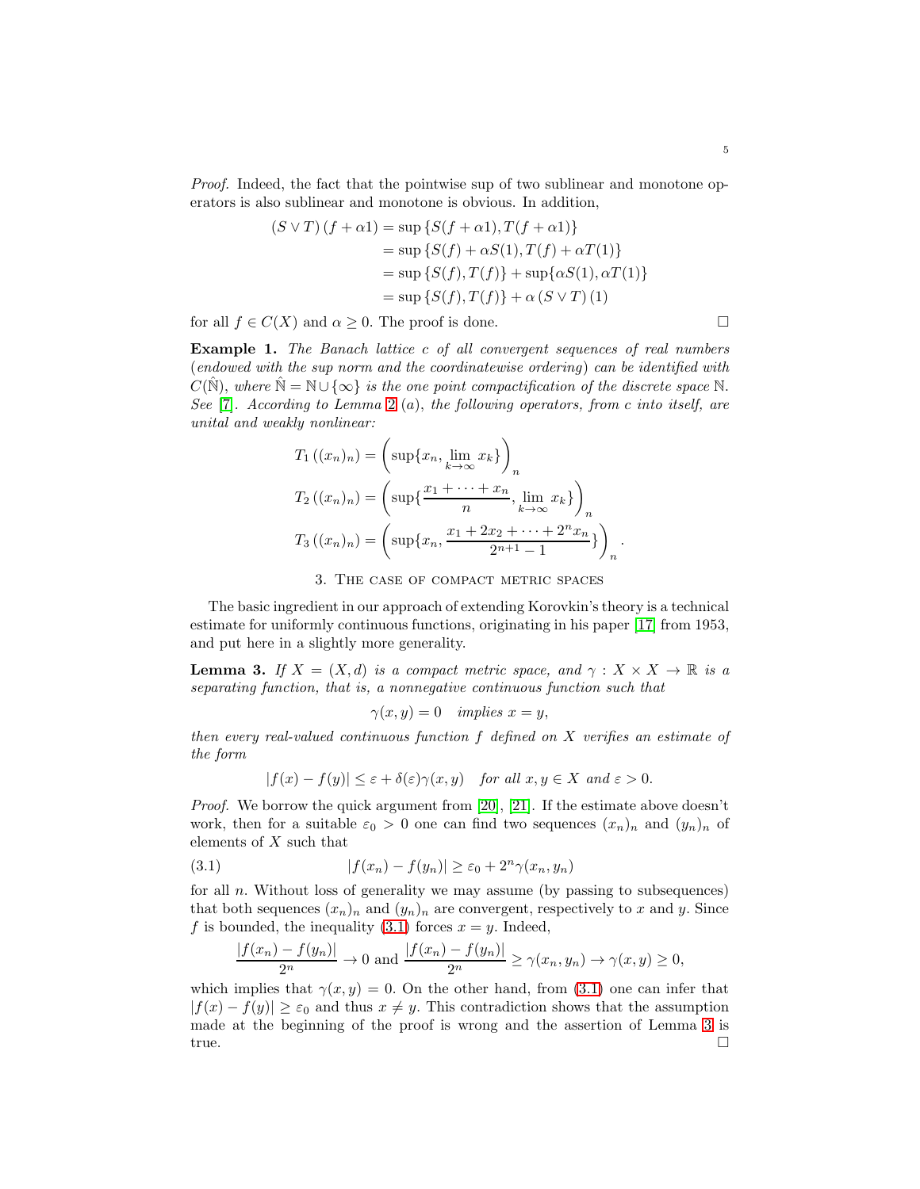*Proof.* Indeed, the fact that the pointwise sup of two sublinear and monotone operators is also sublinear and monotone is obvious. In addition,

$$
\begin{aligned}
(S \vee T)(f+\alpha 1) &= \sup\{S(f+\alpha 1), T(f+\alpha 1)\} \\
&= \sup\{S(f)+\alpha S(1), T(f)+\alpha T(1)\} \\
&= \sup\{S(f), T(f)\} + \sup\{\alpha S(1), \alpha T(1)\} \\
&= \sup\{S(f), T(f)\} + \alpha (S \vee T)(1)
\end{aligned}
$$

for all $f \in C(X)$ and $\alpha \geq 0$. The proof is done. ☐

**Example 1.** *The Banach lattice $c$ of all convergent sequences of real numbers (endowed with the sup norm and the coordinatewise ordering) can be identified with $C(\hat{\mathbb{N}})$, where $\hat{\mathbb{N}} = \mathbb{N} \cup \{\infty\}$ is the one point compactification of the discrete space $\mathbb{N}$. See [7]. According to Lemma 2 (a), the following operators, from $c$ into itself, are unital and weakly nonlinear:*

$$
\begin{aligned}
T_1((x_n)_n) &= \left(\sup\{x_n, \lim_{k\to\infty} x_k\}\right)_n \\
T_2((x_n)_n) &= \left(\sup\{\frac{x_1+\cdots+x_n}{n}, \lim_{k\to\infty} x_k\}\right)_n \\
T_3((x_n)_n) &= \left(\sup\{x_n, \frac{x_1+2x_2+\cdots+2^n x_n}{2^{n+1}-1}\}\right)_n.
\end{aligned}
$$

## 3. The case of compact metric spaces

The basic ingredient in our approach of extending Korovkin's theory is a technical estimate for uniformly continuous functions, originating in his paper [17] from 1953, and put here in a slightly more generality.

**Lemma 3.** *If $X = (X, d)$ is a compact metric space, and $\gamma : X \times X \to \mathbb{R}$ is a separating function, that is, a nonnegative continuous function such that*

$$\gamma(x, y) = 0 \quad \textit{implies } x = y,$$

*then every real-valued continuous function $f$ defined on $X$ verifies an estimate of the form*

$$|f(x) - f(y)| \leq \varepsilon + \delta(\varepsilon)\gamma(x, y) \quad \textit{for all } x, y \in X \textit{ and } \varepsilon > 0.$$

*Proof.* We borrow the quick argument from [20], [21]. If the estimate above doesn't work, then for a suitable $\varepsilon_0 > 0$ one can find two sequences $(x_n)_n$ and $(y_n)_n$ of elements of $X$ such that

$$|f(x_n) - f(y_n)| \geq \varepsilon_0 + 2^n \gamma(x_n, y_n) \tag{3.1}$$

for all $n$. Without loss of generality we may assume (by passing to subsequences) that both sequences $(x_n)_n$ and $(y_n)_n$ are convergent, respectively to $x$ and $y$. Since $f$ is bounded, the inequality (3.1) forces $x = y$. Indeed,

$$\frac{|f(x_n) - f(y_n)|}{2^n} \to 0 \text{ and } \frac{|f(x_n) - f(y_n)|}{2^n} \geq \gamma(x_n, y_n) \to \gamma(x, y) \geq 0,$$

which implies that $\gamma(x, y) = 0$. On the other hand, from (3.1) one can infer that $|f(x) - f(y)| \geq \varepsilon_0$ and thus $x \neq y$. This contradiction shows that the assumption made at the beginning of the proof is wrong and the assertion of Lemma 3 is true. ☐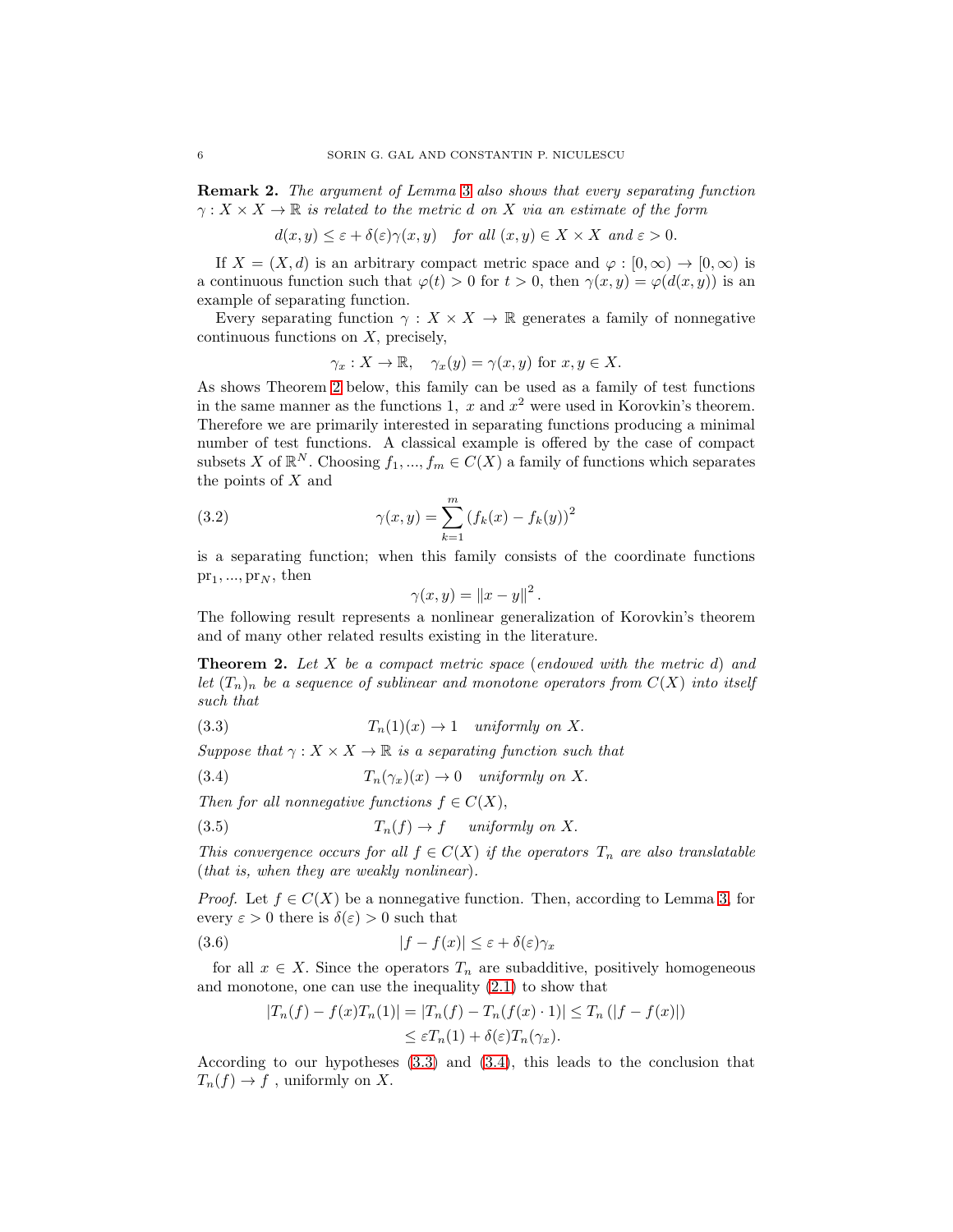**Remark 2.** *The argument of Lemma 3 also shows that every separating function $\gamma : X \times X \to \mathbb{R}$ is related to the metric $d$ on $X$ via an estimate of the form*

$$d(x,y) \leq \varepsilon + \delta(\varepsilon)\gamma(x,y) \quad \text{for all } (x,y) \in X \times X \text{ and } \varepsilon > 0.$$

If $X = (X,d)$ is an arbitrary compact metric space and $\varphi : [0,\infty) \to [0,\infty)$ is a continuous function such that $\varphi(t) > 0$ for $t > 0$, then $\gamma(x,y) = \varphi(d(x,y))$ is an example of separating function.

Every separating function $\gamma : X \times X \to \mathbb{R}$ generates a family of nonnegative continuous functions on $X$, precisely,

$$\gamma_x : X \to \mathbb{R}, \quad \gamma_x(y) = \gamma(x,y) \text{ for } x, y \in X.$$

As shows Theorem 2 below, this family can be used as a family of test functions in the same manner as the functions $1,\ x$ and $x^2$ were used in Korovkin's theorem. Therefore we are primarily interested in separating functions producing a minimal number of test functions. A classical example is offered by the case of compact subsets $X$ of $\mathbb{R}^N$. Choosing $f_1, ..., f_m \in C(X)$ a family of functions which separates the points of $X$ and

$$\gamma(x,y) = \sum_{k=1}^{m} \left(f_k(x) - f_k(y)\right)^2 \tag{3.2}$$

is a separating function; when this family consists of the coordinate functions $\mathrm{pr}_1, ..., \mathrm{pr}_N$, then

$$\gamma(x,y) = \|x - y\|^2 .$$

The following result represents a nonlinear generalization of Korovkin's theorem and of many other related results existing in the literature.

**Theorem 2.** *Let $X$ be a compact metric space (endowed with the metric $d$) and let $(T_n)_n$ be a sequence of sublinear and monotone operators from $C(X)$ into itself such that*

$$T_n(1)(x) \to 1 \quad \text{uniformly on } X. \tag{3.3}$$

*Suppose that $\gamma : X \times X \to \mathbb{R}$ is a separating function such that*

$$T_n(\gamma_x)(x) \to 0 \quad \text{uniformly on } X. \tag{3.4}$$

*Then for all nonnegative functions $f \in C(X)$,*

$$T_n(f) \to f \quad \text{uniformly on } X. \tag{3.5}$$

*This convergence occurs for all $f \in C(X)$ if the operators $T_n$ are also translatable (that is, when they are weakly nonlinear).*

*Proof.* Let $f \in C(X)$ be a nonnegative function. Then, according to Lemma 3, for every $\varepsilon > 0$ there is $\delta(\varepsilon) > 0$ such that

$$|f - f(x)| \leq \varepsilon + \delta(\varepsilon)\gamma_x \tag{3.6}$$

for all $x \in X$. Since the operators $T_n$ are subadditive, positively homogeneous and monotone, one can use the inequality (2.1) to show that

$$\begin{aligned}|T_n(f) - f(x)T_n(1)| = |T_n(f) - T_n(f(x) \cdot 1)| &\leq T_n\left(|f - f(x)|\right) \\ &\leq \varepsilon T_n(1) + \delta(\varepsilon)T_n(\gamma_x).\end{aligned}$$

According to our hypotheses (3.3) and (3.4), this leads to the conclusion that $T_n(f) \to f$ , uniformly on $X$.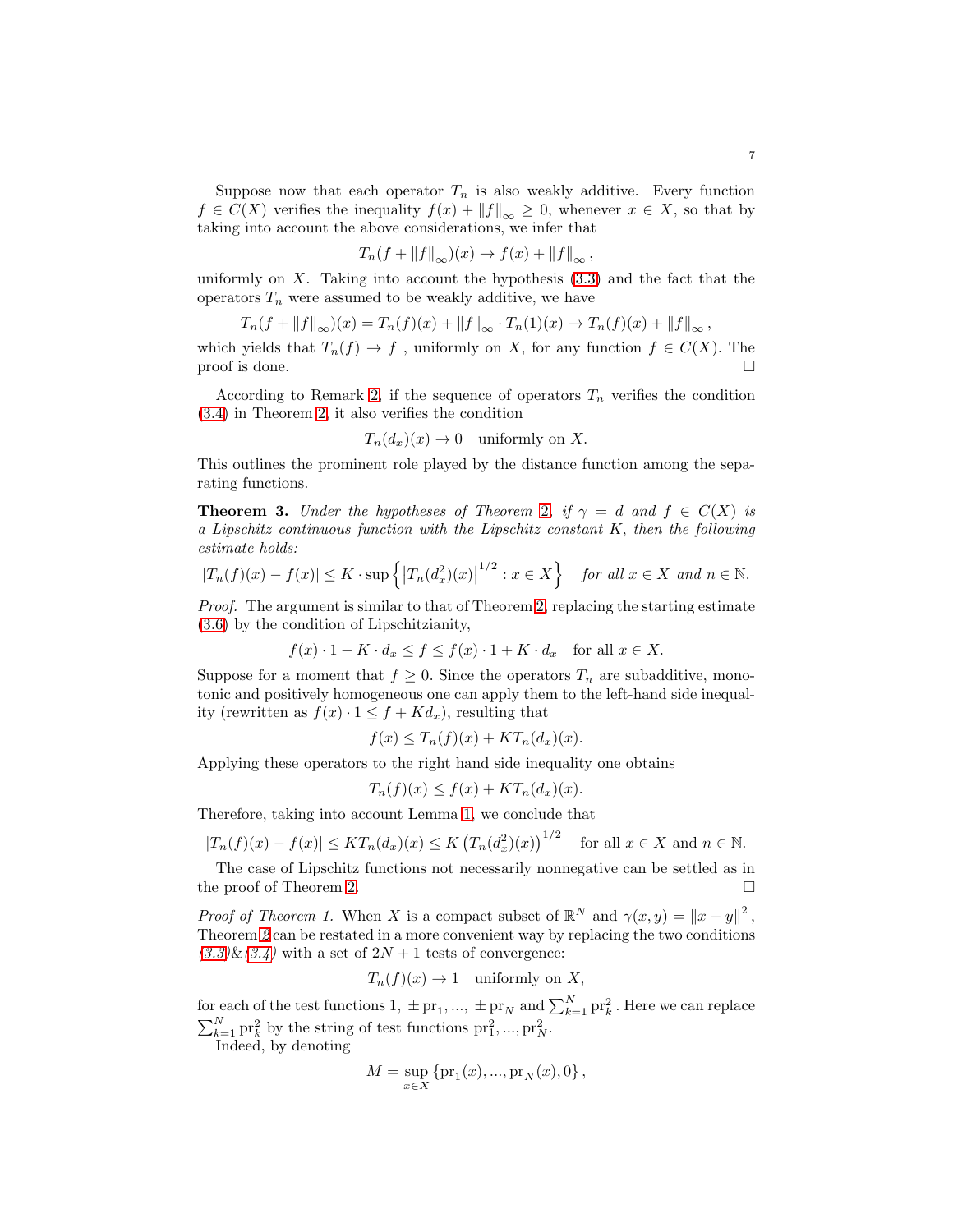Suppose now that each operator $T_n$ is also weakly additive. Every function $f \in C(X)$ verifies the inequality $f(x) + \|f\|_\infty \geq 0$, whenever $x \in X$, so that by taking into account the above considerations, we infer that

$$T_n(f + \|f\|_\infty)(x) \to f(x) + \|f\|_\infty ,$$

uniformly on $X$. Taking into account the hypothesis (3.3) and the fact that the operators $T_n$ were assumed to be weakly additive, we have

$$T_n(f + \|f\|_\infty)(x) = T_n(f)(x) + \|f\|_\infty \cdot T_n(1)(x) \to T_n(f)(x) + \|f\|_\infty ,$$

which yields that $T_n(f) \to f$ , uniformly on $X$, for any function $f \in C(X)$. The proof is done. □

According to Remark 2, if the sequence of operators $T_n$ verifies the condition (3.4) in Theorem 2, it also verifies the condition

$$T_n(d_x)(x) \to 0 \quad \text{uniformly on } X.$$

This outlines the prominent role played by the distance function among the separating functions.

**Theorem 3.** *Under the hypotheses of Theorem 2, if $\gamma = d$ and $f \in C(X)$ is a Lipschitz continuous function with the Lipschitz constant $K$, then the following estimate holds:*

$$|T_n(f)(x) - f(x)| \leq K \cdot \sup\left\{ \left|T_n(d_x^2)(x)\right|^{1/2} : x \in X \right\} \quad \textit{for all } x \in X \textit{ and } n \in \mathbb{N}.$$

*Proof.* The argument is similar to that of Theorem 2, replacing the starting estimate (3.6) by the condition of Lipschitzianity,

$$f(x) \cdot 1 - K \cdot d_x \leq f \leq f(x) \cdot 1 + K \cdot d_x \quad \text{for all } x \in X.$$

Suppose for a moment that $f \geq 0$. Since the operators $T_n$ are subadditive, monotonic and positively homogeneous one can apply them to the left-hand side inequality (rewritten as $f(x) \cdot 1 \leq f + K d_x$), resulting that

$$f(x) \leq T_n(f)(x) + K T_n(d_x)(x).$$

Applying these operators to the right hand side inequality one obtains

$$T_n(f)(x) \leq f(x) + K T_n(d_x)(x).$$

Therefore, taking into account Lemma 1, we conclude that

$$|T_n(f)(x) - f(x)| \leq K T_n(d_x)(x) \leq K \left(T_n(d_x^2)(x)\right)^{1/2} \quad \text{for all } x \in X \text{ and } n \in \mathbb{N}.$$

The case of Lipschitz functions not necessarily nonnegative can be settled as in the proof of Theorem 2. □

*Proof of Theorem 1.* When $X$ is a compact subset of $\mathbb{R}^N$ and $\gamma(x, y) = \|x - y\|^2$, Theorem 2 can be restated in a more convenient way by replacing the two conditions *(3.3)*&*(3.4)* with a set of $2N + 1$ tests of convergence:

$$T_n(f)(x) \to 1 \quad \text{uniformly on } X,$$

for each of the test functions $1, \pm \mathrm{pr}_1, ..., \pm \mathrm{pr}_N$ and $\sum_{k=1}^N \mathrm{pr}_k^2$. Here we can replace $\sum_{k=1}^N \mathrm{pr}_k^2$ by the string of test functions $\mathrm{pr}_1^2, ..., \mathrm{pr}_N^2$.

Indeed, by denoting

$$M = \sup_{x \in X} \{\mathrm{pr}_1(x), ..., \mathrm{pr}_N(x), 0\},$$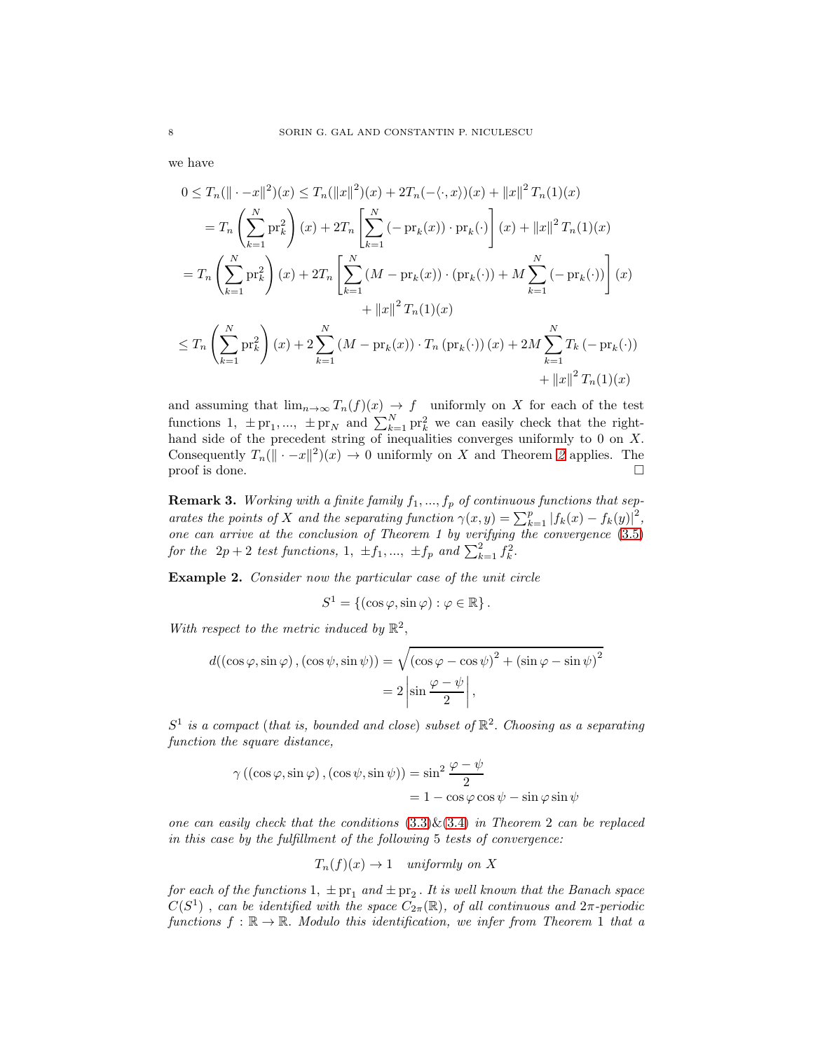we have

$$
\begin{aligned}
0 &\leq T_n(\|\cdot - x\|^2)(x) \leq T_n(\|x\|^2)(x) + 2T_n(-\langle \cdot, x\rangle)(x) + \|x\|^2 T_n(1)(x) \\
&= T_n\left(\sum_{k=1}^{N} \mathrm{pr}_k^2\right)(x) + 2T_n\left[\sum_{k=1}^{N} \left(-\mathrm{pr}_k(x)\right)\cdot \mathrm{pr}_k(\cdot)\right](x) + \|x\|^2 T_n(1)(x) \\
&= T_n\left(\sum_{k=1}^{N} \mathrm{pr}_k^2\right)(x) + 2T_n\left[\sum_{k=1}^{N} \left(M - \mathrm{pr}_k(x)\right)\cdot (\mathrm{pr}_k(\cdot)) + M\sum_{k=1}^{N}\left(-\mathrm{pr}_k(\cdot)\right)\right](x) \\
&\qquad + \|x\|^2 T_n(1)(x) \\
&\leq T_n\left(\sum_{k=1}^{N} \mathrm{pr}_k^2\right)(x) + 2\sum_{k=1}^{N} \left(M - \mathrm{pr}_k(x)\right)\cdot T_n\left(\mathrm{pr}_k(\cdot)\right)(x) + 2M\sum_{k=1}^{N} T_k\left(-\mathrm{pr}_k(\cdot)\right) \\
&\qquad + \|x\|^2 T_n(1)(x)
\end{aligned}
$$

and assuming that $\lim_{n\to\infty} T_n(f)(x) \to f$ uniformly on $X$ for each of the test functions $1,\ \pm\mathrm{pr}_1, ...,\ \pm\mathrm{pr}_N$ and $\sum_{k=1}^{N} \mathrm{pr}_k^2$ we can easily check that the right-hand side of the precedent string of inequalities converges uniformly to 0 on $X$. Consequently $T_n(\|\cdot - x\|^2)(x) \to 0$ uniformly on $X$ and Theorem 2 applies. The proof is done. □

**Remark 3.** *Working with a finite family $f_1, ..., f_p$ of continuous functions that separates the points of $X$ and the separating function $\gamma(x, y) = \sum_{k=1}^{p} |f_k(x) - f_k(y)|^2$, one can arrive at the conclusion of Theorem 1 by verifying the convergence (3.5) for the $2p + 2$ test functions, $1,\ \pm f_1, ...,\ \pm f_p$ and $\sum_{k=1}^{2} f_k^2$.*

**Example 2.** *Consider now the particular case of the unit circle*

$$
S^1 = \{(\cos\varphi, \sin\varphi) : \varphi \in \mathbb{R}\}.
$$

*With respect to the metric induced by $\mathbb{R}^2$,*

$$
\begin{aligned}
d((\cos\varphi, \sin\varphi), (\cos\psi, \sin\psi)) &= \sqrt{(\cos\varphi - \cos\psi)^2 + (\sin\varphi - \sin\psi)^2} \\
&= 2\left|\sin\frac{\varphi - \psi}{2}\right|,
\end{aligned}
$$

*$S^1$ is a compact (that is, bounded and close) subset of $\mathbb{R}^2$. Choosing as a separating function the square distance,*

$$
\begin{aligned}
\gamma\left((\cos\varphi, \sin\varphi), (\cos\psi, \sin\psi)\right) &= \sin^2\frac{\varphi - \psi}{2} \\
&= 1 - \cos\varphi\cos\psi - \sin\varphi\sin\psi
\end{aligned}
$$

*one can easily check that the conditions (3.3)&(3.4) in Theorem 2 can be replaced in this case by the fulfillment of the following 5 tests of convergence:*

$$
T_n(f)(x) \to 1 \quad \textit{uniformly on } X
$$

*for each of the functions $1,\ \pm\mathrm{pr}_1$ and $\pm\mathrm{pr}_2$. It is well known that the Banach space $C(S^1)$, can be identified with the space $C_{2\pi}(\mathbb{R})$, of all continuous and $2\pi$-periodic functions $f : \mathbb{R} \to \mathbb{R}$. Modulo this identification, we infer from Theorem 1 that a*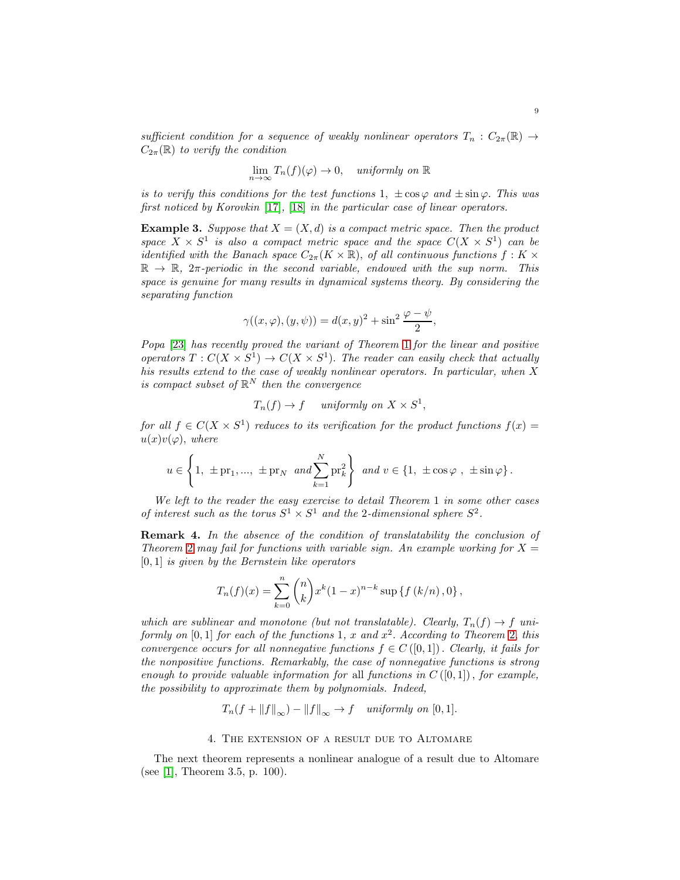*sufficient condition for a sequence of weakly nonlinear operators $T_n : C_{2\pi}(\mathbb{R}) \to C_{2\pi}(\mathbb{R})$ to verify the condition*

$$\lim_{n\to\infty} T_n(f)(\varphi) \to 0, \quad \text{uniformly on } \mathbb{R}$$

*is to verify this conditions for the test functions* $1, \ \pm\cos\varphi$ *and* $\pm\sin\varphi$. *This was first noticed by Korovkin [17], [18] in the particular case of linear operators.*

**Example 3.** *Suppose that $X = (X, d)$ is a compact metric space. Then the product space $X \times S^1$ is also a compact metric space and the space $C(X \times S^1)$ can be identified with the Banach space $C_{2\pi}(K \times \mathbb{R})$, of all continuous functions $f : K \times \mathbb{R} \to \mathbb{R}$, $2\pi$-periodic in the second variable, endowed with the sup norm. This space is genuine for many results in dynamical systems theory. By considering the separating function*

$$\gamma((x,\varphi),(y,\psi)) = d(x,y)^2 + \sin^2\frac{\varphi-\psi}{2},$$

*Popa [23] has recently proved the variant of Theorem 1 for the linear and positive operators $T : C(X \times S^1) \to C(X \times S^1)$. The reader can easily check that actually his results extend to the case of weakly nonlinear operators. In particular, when $X$ is compact subset of $\mathbb{R}^N$ then the convergence*

$$T_n(f) \to f \quad \text{uniformly on } X \times S^1,$$

*for all $f \in C(X \times S^1)$ reduces to its verification for the product functions $f(x) = u(x)v(\varphi)$, where*

$$u \in \left\{1,\ \pm\mathrm{pr}_1, ...,\ \pm\mathrm{pr}_N \ \text{ and} \sum_{k=1}^{N}\mathrm{pr}_k^2\right\} \ \text{ and } v \in \{1,\ \pm\cos\varphi\ ,\ \pm\sin\varphi\}.$$

*We left to the reader the easy exercise to detail Theorem 1 in some other cases of interest such as the torus $S^1 \times S^1$ and the 2-dimensional sphere $S^2$.*

**Remark 4.** *In the absence of the condition of translatability the conclusion of Theorem 2 may fail for functions with variable sign. An example working for $X = [0,1]$ is given by the Bernstein like operators*

$$T_n(f)(x) = \sum_{k=0}^{n}\binom{n}{k}x^k(1-x)^{n-k}\sup\{f(k/n), 0\},$$

*which are sublinear and monotone (but not translatable). Clearly, $T_n(f) \to f$ uniformly on $[0,1]$ for each of the functions $1$, $x$ and $x^2$. According to Theorem 2, this convergence occurs for all nonnegative functions $f \in C([0,1])$. Clearly, it fails for the nonpositive functions. Remarkably, the case of nonnegative functions is strong enough to provide valuable information for* all *functions in $C([0,1])$, for example, the possibility to approximate them by polynomials. Indeed,*

$$T_n(f + \|f\|_\infty) - \|f\|_\infty \to f \quad \text{uniformly on } [0,1].$$

## 4. The extension of a result due to Altomare

The next theorem represents a nonlinear analogue of a result due to Altomare (see [1], Theorem 3.5, p. 100).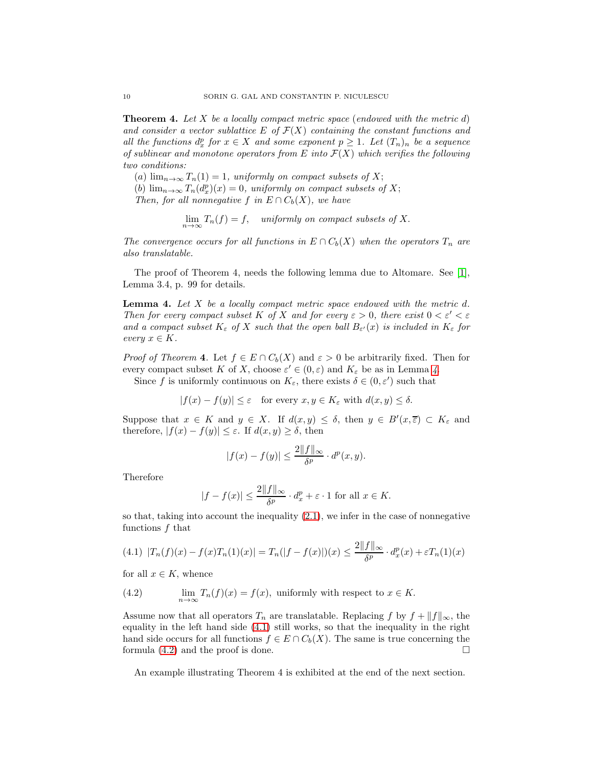**Theorem 4.** *Let $X$ be a locally compact metric space* (*endowed with the metric $d$*) *and consider a vector sublattice $E$ of $\mathcal{F}(X)$ containing the constant functions and all the functions $d_x^p$ for $x \in X$ and some exponent $p \geq 1$. Let $(T_n)_n$ be a sequence of sublinear and monotone operators from $E$ into $\mathcal{F}(X)$ which verifies the following two conditions:*

(*a*) *$\lim_{n\to\infty} T_n(1) = 1$, uniformly on compact subsets of $X$;*

(*b*) *$\lim_{n\to\infty} T_n(d_x^p)(x) = 0$, uniformly on compact subsets of $X$;*

*Then, for all nonnegative $f$ in $E \cap C_b(X)$, we have*

$$\lim_{n\to\infty} T_n(f) = f, \quad \textit{uniformly on compact subsets of } X.$$

*The convergence occurs for all functions in $E \cap C_b(X)$ when the operators $T_n$ are also translatable.*

The proof of Theorem 4, needs the following lemma due to Altomare. See [1], Lemma 3.4, p. 99 for details.

**Lemma 4.** *Let $X$ be a locally compact metric space endowed with the metric $d$. Then for every compact subset $K$ of $X$ and for every $\varepsilon > 0$, there exist $0 < \varepsilon' < \varepsilon$ and a compact subset $K_\varepsilon$ of $X$ such that the open ball $B_{\varepsilon'}(x)$ is included in $K_\varepsilon$ for every $x \in K$.*

*Proof of Theorem* **4**. Let $f \in E \cap C_b(X)$ and $\varepsilon > 0$ be arbitrarily fixed. Then for every compact subset $K$ of $X$, choose $\varepsilon' \in (0, \varepsilon)$ and $K_\varepsilon$ be as in Lemma 4.

Since $f$ is uniformly continuous on $K_\varepsilon$, there exists $\delta \in (0, \varepsilon')$ such that

$$|f(x) - f(y)| \leq \varepsilon \quad \text{for every } x, y \in K_\varepsilon \text{ with } d(x, y) \leq \delta.$$

Suppose that $x \in K$ and $y \in X$. If $d(x, y) \leq \delta$, then $y \in B'(x, \overline{\varepsilon}) \subset K_\varepsilon$ and therefore, $|f(x) - f(y)| \leq \varepsilon$. If $d(x, y) \geq \delta$, then

$$|f(x) - f(y)| \leq \frac{2\|f\|_\infty}{\delta^p} \cdot d^p(x, y).$$

Therefore

$$|f - f(x)| \leq \frac{2\|f\|_\infty}{\delta^p} \cdot d_x^p + \varepsilon \cdot 1 \text{ for all } x \in K.$$

so that, taking into account the inequality (2.1), we infer in the case of nonnegative functions $f$ that

$$|T_n(f)(x) - f(x)T_n(1)(x)| = T_n(|f - f(x)|)(x) \leq \frac{2\|f\|_\infty}{\delta^p} \cdot d_x^p(x) + \varepsilon T_n(1)(x) \tag{4.1}$$

for all $x \in K$, whence

$$\lim_{n\to\infty} T_n(f)(x) = f(x), \text{ uniformly with respect to } x \in K. \tag{4.2}$$

Assume now that all operators $T_n$ are translatable. Replacing $f$ by $f + \|f\|_\infty$, the equality in the left hand side (4.1) still works, so that the inequality in the right hand side occurs for all functions $f \in E \cap C_b(X)$. The same is true concerning the formula (4.2) and the proof is done. $\square$

An example illustrating Theorem 4 is exhibited at the end of the next section.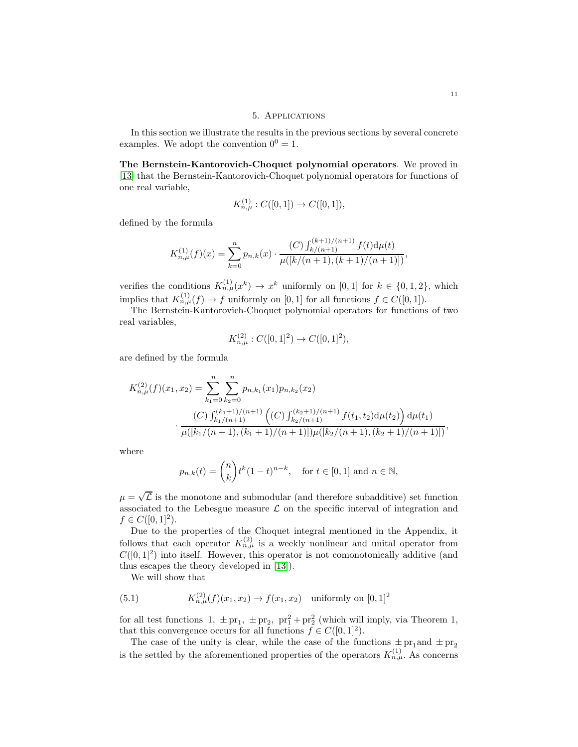## 5. Applications

In this section we illustrate the results in the previous sections by several concrete examples. We adopt the convention $0^0 = 1$.

**The Bernstein-Kantorovich-Choquet polynomial operators**. We proved in [13] that the Bernstein-Kantorovich-Choquet polynomial operators for functions of one real variable,

$$K_{n,\mu}^{(1)} : C([0,1]) \to C([0,1]),$$

defined by the formula

$$K_{n,\mu}^{(1)}(f)(x) = \sum_{k=0}^{n} p_{n,k}(x) \cdot \frac{(C)\int_{k/(n+1)}^{(k+1)/(n+1)} f(t) \mathrm{d}\mu(t)}{\mu([k/(n+1),(k+1)/(n+1)])},$$

verifies the conditions $K_{n,\mu}^{(1)}(x^k) \to x^k$ uniformly on $[0,1]$ for $k \in \{0,1,2\}$, which implies that $K_{n,\mu}^{(1)}(f) \to f$ uniformly on $[0,1]$ for all functions $f \in C([0,1])$.

The Bernstein-Kantorovich-Choquet polynomial operators for functions of two real variables,

$$K_{n,\mu}^{(2)} : C([0,1]^2) \to C([0,1]^2),$$

are defined by the formula

$$K_{n,\mu}^{(2)}(f)(x_1,x_2) = \sum_{k_1=0}^{n} \sum_{k_2=0}^{n} p_{n,k_1}(x_1) p_{n,k_2}(x_2) \cdot \frac{(C)\int_{k_1/(n+1)}^{(k_1+1)/(n+1)} \left( (C)\int_{k_2/(n+1)}^{(k_2+1)/(n+1)} f(t_1,t_2) \mathrm{d}\mu(t_2) \right) \mathrm{d}\mu(t_1)}{\mu([k_1/(n+1),(k_1+1)/(n+1)])\mu([k_2/(n+1),(k_2+1)/(n+1)])},$$

where

$$p_{n,k}(t) = \binom{n}{k} t^k (1-t)^{n-k}, \quad \text{for } t \in [0,1] \text{ and } n \in \mathbb{N},$$

$\mu = \sqrt{\mathcal{L}}$ is the monotone and submodular (and therefore subadditive) set function associated to the Lebesgue measure $\mathcal{L}$ on the specific interval of integration and $f \in C([0,1]^2)$.

Due to the properties of the Choquet integral mentioned in the Appendix, it follows that each operator $K_{n,\mu}^{(2)}$ is a weekly nonlinear and unital operator from $C([0,1]^2)$ into itself. However, this operator is not comonotonically additive (and thus escapes the theory developed in [13]).

We will show that

$$K_{n,\mu}^{(2)}(f)(x_1,x_2) \to f(x_1,x_2) \quad \text{uniformly on } [0,1]^2 \tag{5.1}$$

for all test functions $1, \pm\operatorname{pr}_1, \pm\operatorname{pr}_2, \operatorname{pr}_1^2 + \operatorname{pr}_2^2$ (which will imply, via Theorem 1, that this convergence occurs for all functions $f \in C([0,1]^2)$.

The case of the unity is clear, while the case of the functions $\pm\operatorname{pr}_1$and $\pm\operatorname{pr}_2$ is the settled by the aforementioned properties of the operators $K_{n,\mu}^{(1)}$. As concerns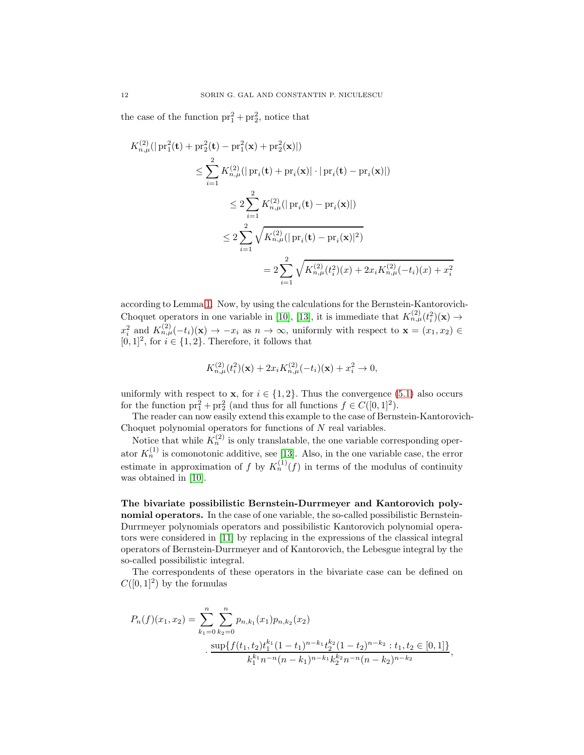the case of the function $\mathrm{pr}_1^2+\mathrm{pr}_2^2$, notice that

$$
\begin{aligned}
K_{n,\mu}^{(2)}(|\,\mathrm{pr}_1^2(\mathbf{t})+\mathrm{pr}_2^2(\mathbf{t})-\mathrm{pr}_1^2(\mathbf{x})+\mathrm{pr}_2^2(\mathbf{x})|)& \\
\leq \sum_{i=1}^{2} K_{n,\mu}^{(2)}(|\,\mathrm{pr}_i(\mathbf{t})+\mathrm{pr}_i(\mathbf{x})|\cdot|\,\mathrm{pr}_i(\mathbf{t})-\mathrm{pr}_i(\mathbf{x})|)& \\
\leq 2\sum_{i=1}^{2} K_{n,\mu}^{(2)}(|\,\mathrm{pr}_i(\mathbf{t})-\mathrm{pr}_i(\mathbf{x})|)& \\
\leq 2\sum_{i=1}^{2} \sqrt{K_{n,\mu}^{(2)}(|\,\mathrm{pr}_i(\mathbf{t})-\mathrm{pr}_i(\mathbf{x})|^2)}& \\
= 2\sum_{i=1}^{2} \sqrt{K_{n,\mu}^{(2)}(t_i^2)(x)+2x_iK_{n,\mu}^{(2)}(-t_i)(x)+x_i^2}&
\end{aligned}
$$

according to Lemma 1. Now, by using the calculations for the Bernstein-Kantorovich-Choquet operators in one variable in [10], [13], it is immediate that $K_{n,\mu}^{(2)}(t_i^2)(\mathbf{x})\to x_i^2$ and $K_{n,\mu}^{(2)}(-t_i)(\mathbf{x})\to -x_i$ as $n\to\infty$, uniformly with respect to $\mathbf{x}=(x_1,x_2)\in[0,1]^2$, for $i\in\{1,2\}$. Therefore, it follows that

$$
K_{n,\mu}^{(2)}(t_i^2)(\mathbf{x})+2x_iK_{n,\mu}^{(2)}(-t_i)(\mathbf{x})+x_i^2\to 0,
$$

uniformly with respect to $\mathbf{x}$, for $i\in\{1,2\}$. Thus the convergence (5.1) also occurs for the function $\mathrm{pr}_1^2+\mathrm{pr}_2^2$ (and thus for all functions $f\in C([0,1]^2)$.

The reader can now easily extend this example to the case of Bernstein-Kantorovich-Choquet polynomial operators for functions of $N$ real variables.

Notice that while $K_n^{(2)}$ is only translatable, the one variable corresponding operator $K_n^{(1)}$ is comonotonic additive, see [13]. Also, in the one variable case, the error estimate in approximation of $f$ by $K_n^{(1)}(f)$ in terms of the modulus of continuity was obtained in [10].

**The bivariate possibilistic Bernstein-Durrmeyer and Kantorovich polynomial operators.** In the case of one variable, the so-called possibilistic Bernstein-Durrmeyer polynomials operators and possibilistic Kantorovich polynomial operators were considered in [11] by replacing in the expressions of the classical integral operators of Bernstein-Durrmeyer and of Kantorovich, the Lebesgue integral by the so-called possibilistic integral.

The correspondents of these operators in the bivariate case can be defined on $C([0,1]^2)$ by the formulas

$$
\begin{aligned}
P_n(f)(x_1,x_2)=\sum_{k_1=0}^{n}\sum_{k_2=0}^{n} & p_{n,k_1}(x_1)p_{n,k_2}(x_2)\\
&\cdot\frac{\sup\{f(t_1,t_2)t_1^{k_1}(1-t_1)^{n-k_1}t_2^{k_2}(1-t_2)^{n-k_2}:t_1,t_2\in[0,1]\}}{k_1^{k_1}n^{-n}(n-k_1)^{n-k_1}k_2^{k_2}n^{-n}(n-k_2)^{n-k_2}},
\end{aligned}
$$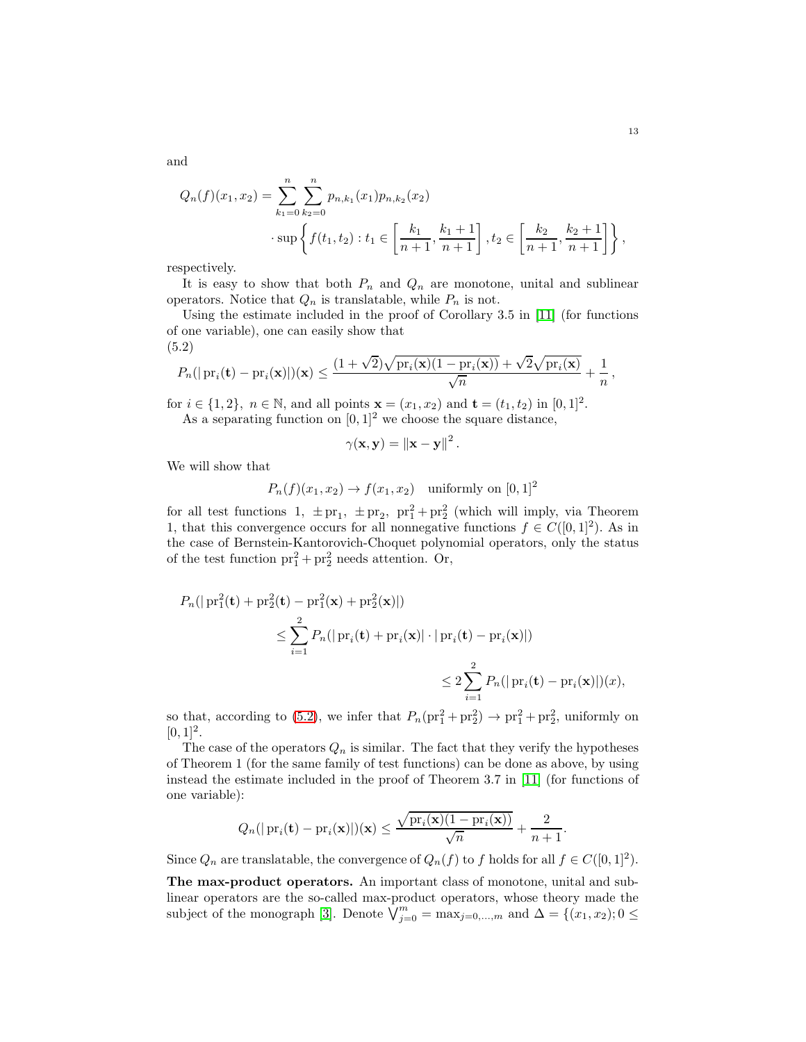and

$$Q_n(f)(x_1,x_2) = \sum_{k_1=0}^{n}\sum_{k_2=0}^{n} p_{n,k_1}(x_1)p_{n,k_2}(x_2)$$
$$\cdot \sup\left\{ f(t_1,t_2) : t_1 \in \left[\frac{k_1}{n+1}, \frac{k_1+1}{n+1}\right], t_2 \in \left[\frac{k_2}{n+1}, \frac{k_2+1}{n+1}\right]\right\},$$

respectively.

It is easy to show that both $P_n$ and $Q_n$ are monotone, unital and sublinear operators. Notice that $Q_n$ is translatable, while $P_n$ is not.

Using the estimate included in the proof of Corollary 3.5 in [11] (for functions of one variable), one can easily show that

(5.2)
$$P_n(|\operatorname{pr}_i(\mathbf{t}) - \operatorname{pr}_i(\mathbf{x})|)(\mathbf{x}) \le \frac{(1+\sqrt{2})\sqrt{\operatorname{pr}_i(\mathbf{x})(1-\operatorname{pr}_i(\mathbf{x}))} + \sqrt{2}\sqrt{\operatorname{pr}_i(\mathbf{x})}}{\sqrt{n}} + \frac{1}{n},$$

for $i \in \{1,2\}$, $n \in \mathbb{N}$, and all points $\mathbf{x} = (x_1,x_2)$ and $\mathbf{t} = (t_1,t_2)$ in $[0,1]^2$.

As a separating function on $[0,1]^2$ we choose the square distance,

$$\gamma(\mathbf{x},\mathbf{y}) = \|\mathbf{x}-\mathbf{y}\|^2.$$

We will show that

$$P_n(f)(x_1,x_2) \to f(x_1,x_2) \quad \text{uniformly on } [0,1]^2$$

for all test functions $1$, $\pm \operatorname{pr}_1$, $\pm \operatorname{pr}_2$, $\operatorname{pr}_1^2 + \operatorname{pr}_2^2$ (which will imply, via Theorem 1, that this convergence occurs for all nonnegative functions $f \in C([0,1]^2)$. As in the case of Bernstein-Kantorovich-Choquet polynomial operators, only the status of the test function $\operatorname{pr}_1^2 + \operatorname{pr}_2^2$ needs attention. Or,

$$P_n(|\operatorname{pr}_1^2(\mathbf{t}) + \operatorname{pr}_2^2(\mathbf{t}) - \operatorname{pr}_1^2(\mathbf{x}) + \operatorname{pr}_2^2(\mathbf{x})|)$$
$$\le \sum_{i=1}^{2} P_n(|\operatorname{pr}_i(\mathbf{t}) + \operatorname{pr}_i(\mathbf{x})| \cdot |\operatorname{pr}_i(\mathbf{t}) - \operatorname{pr}_i(\mathbf{x})|)$$
$$\le 2\sum_{i=1}^{2} P_n(|\operatorname{pr}_i(\mathbf{t}) - \operatorname{pr}_i(\mathbf{x})|)(x),$$

so that, according to (5.2), we infer that $P_n(\operatorname{pr}_1^2 + \operatorname{pr}_2^2) \to \operatorname{pr}_1^2 + \operatorname{pr}_2^2$, uniformly on $[0,1]^2$.

The case of the operators $Q_n$ is similar. The fact that they verify the hypotheses of Theorem 1 (for the same family of test functions) can be done as above, by using instead the estimate included in the proof of Theorem 3.7 in [11] (for functions of one variable):

$$Q_n(|\operatorname{pr}_i(\mathbf{t}) - \operatorname{pr}_i(\mathbf{x})|)(\mathbf{x}) \le \frac{\sqrt{\operatorname{pr}_i(\mathbf{x})(1-\operatorname{pr}_i(\mathbf{x}))}}{\sqrt{n}} + \frac{2}{n+1}.$$

Since $Q_n$ are translatable, the convergence of $Q_n(f)$ to $f$ holds for all $f \in C([0,1]^2)$.

**The max-product operators.** An important class of monotone, unital and sublinear operators are the so-called max-product operators, whose theory made the subject of the monograph [3]. Denote $\bigvee_{j=0}^{m} = \max_{j=0,\ldots,m}$ and $\Delta = \{(x_1,x_2); 0 \le$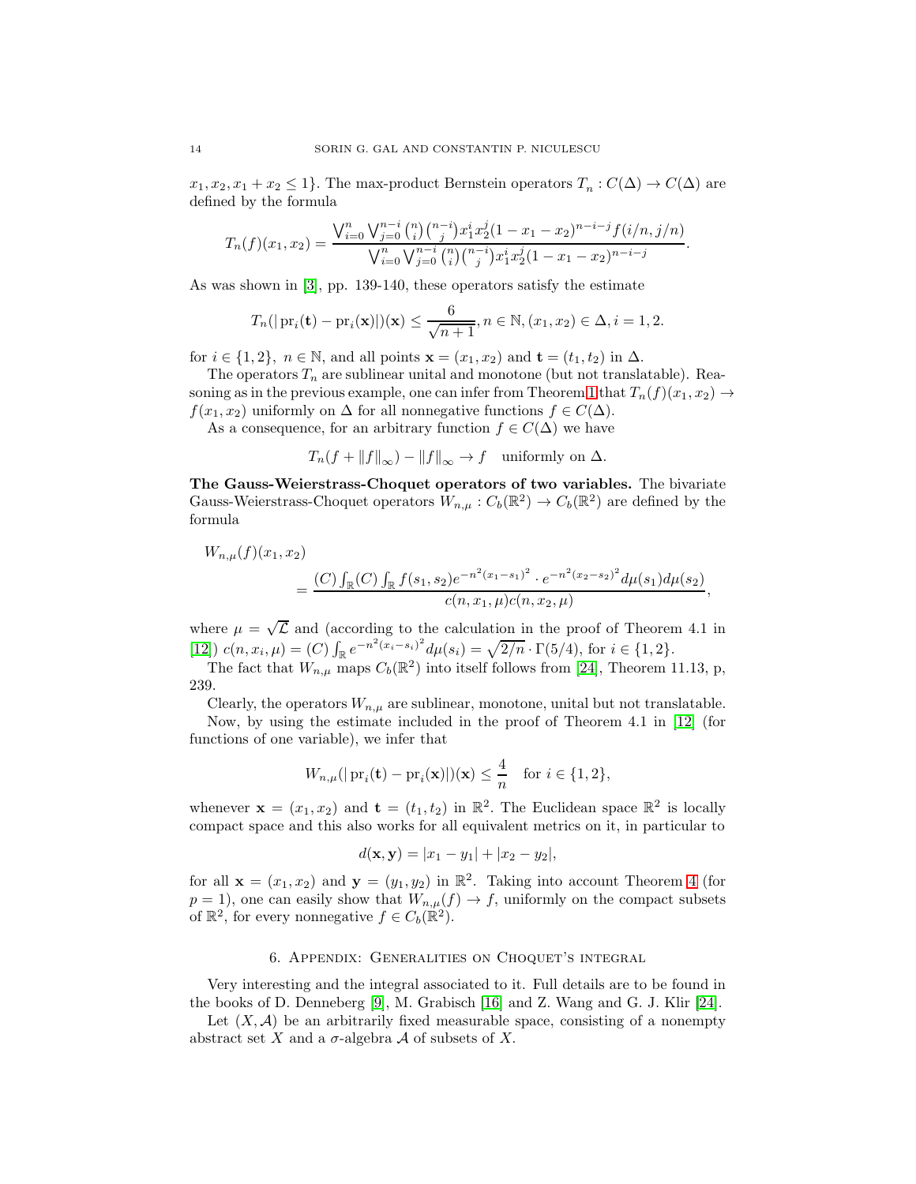$x_1, x_2, x_1 + x_2 \leq 1\}$. The max-product Bernstein operators $T_n : C(\Delta) \to C(\Delta)$ are defined by the formula

$$T_n(f)(x_1, x_2) = \frac{\bigvee_{i=0}^{n} \bigvee_{j=0}^{n-i} \binom{n}{i}\binom{n-i}{j} x_1^i x_2^j (1 - x_1 - x_2)^{n-i-j} f(i/n, j/n)}{\bigvee_{i=0}^{n} \bigvee_{j=0}^{n-i} \binom{n}{i}\binom{n-i}{j} x_1^i x_2^j (1 - x_1 - x_2)^{n-i-j}}.$$

As was shown in [3], pp. 139-140, these operators satisfy the estimate

$$T_n(|\operatorname{pr}_i(\mathbf{t}) - \operatorname{pr}_i(\mathbf{x})|)(\mathbf{x}) \leq \frac{6}{\sqrt{n+1}}, n \in \mathbb{N}, (x_1, x_2) \in \Delta, i = 1, 2.$$

for $i \in \{1, 2\}$, $n \in \mathbb{N}$, and all points $\mathbf{x} = (x_1, x_2)$ and $\mathbf{t} = (t_1, t_2)$ in $\Delta$.

The operators $T_n$ are sublinear unital and monotone (but not translatable). Reasoning as in the previous example, one can infer from Theorem 1 that $T_n(f)(x_1, x_2) \to f(x_1, x_2)$ uniformly on $\Delta$ for all nonnegative functions $f \in C(\Delta)$.

As a consequence, for an arbitrary function $f \in C(\Delta)$ we have

$$T_n(f + \|f\|_\infty) - \|f\|_\infty \to f \quad \text{uniformly on } \Delta.$$

**The Gauss-Weierstrass-Choquet operators of two variables.** The bivariate Gauss-Weierstrass-Choquet operators $W_{n,\mu} : C_b(\mathbb{R}^2) \to C_b(\mathbb{R}^2)$ are defined by the formula

$$W_{n,\mu}(f)(x_1, x_2) = \frac{(C)\int_{\mathbb{R}} (C)\int_{\mathbb{R}} f(s_1, s_2) e^{-n^2(x_1 - s_1)^2} \cdot e^{-n^2(x_2 - s_2)^2} d\mu(s_1) d\mu(s_2)}{c(n, x_1, \mu) c(n, x_2, \mu)},$$

where $\mu = \sqrt{\mathcal{L}}$ and (according to the calculation in the proof of Theorem 4.1 in [12]) $c(n, x_i, \mu) = (C)\int_{\mathbb{R}} e^{-n^2(x_i - s_i)^2} d\mu(s_i) = \sqrt{2/n} \cdot \Gamma(5/4)$, for $i \in \{1, 2\}$.

The fact that $W_{n,\mu}$ maps $C_b(\mathbb{R}^2)$ into itself follows from [24], Theorem 11.13, p, 239.

Clearly, the operators $W_{n,\mu}$ are sublinear, monotone, unital but not translatable.

Now, by using the estimate included in the proof of Theorem 4.1 in [12] (for functions of one variable), we infer that

$$W_{n,\mu}(|\operatorname{pr}_i(\mathbf{t}) - \operatorname{pr}_i(\mathbf{x})|)(\mathbf{x}) \leq \frac{4}{n} \quad \text{for } i \in \{1, 2\},$$

whenever $\mathbf{x} = (x_1, x_2)$ and $\mathbf{t} = (t_1, t_2)$ in $\mathbb{R}^2$. The Euclidean space $\mathbb{R}^2$ is locally compact space and this also works for all equivalent metrics on it, in particular to

$$d(\mathbf{x}, \mathbf{y}) = |x_1 - y_1| + |x_2 - y_2|,$$

for all $\mathbf{x} = (x_1, x_2)$ and $\mathbf{y} = (y_1, y_2)$ in $\mathbb{R}^2$. Taking into account Theorem 4 (for $p = 1$), one can easily show that $W_{n,\mu}(f) \to f$, uniformly on the compact subsets of $\mathbb{R}^2$, for every nonnegative $f \in C_b(\mathbb{R}^2)$.

## 6. Appendix: Generalities on Choquet's integral

Very interesting and the integral associated to it. Full details are to be found in the books of D. Denneberg [9], M. Grabisch [16] and Z. Wang and G. J. Klir [24].

Let $(X, \mathcal{A})$ be an arbitrarily fixed measurable space, consisting of a nonempty abstract set $X$ and a $\sigma$-algebra $\mathcal{A}$ of subsets of $X$.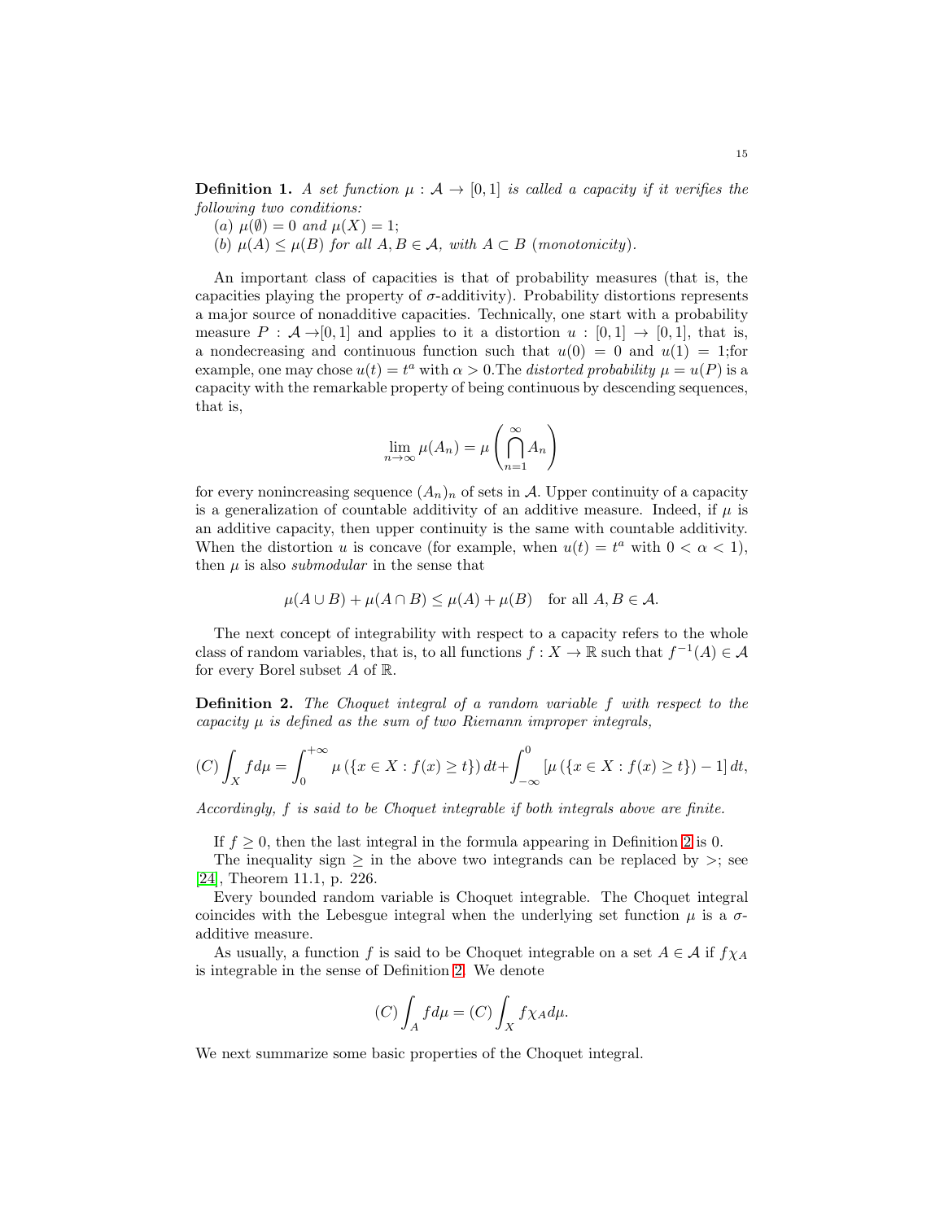**Definition 1.** *A set function $\mu : \mathcal{A} \to [0,1]$ is called a capacity if it verifies the following two conditions:*

*(a) $\mu(\emptyset) = 0$ and $\mu(X) = 1$;*

*(b) $\mu(A) \le \mu(B)$ for all $A, B \in \mathcal{A}$, with $A \subset B$ (monotonicity).*

An important class of capacities is that of probability measures (that is, the capacities playing the property of $\sigma$-additivity). Probability distortions represents a major source of nonadditive capacities. Technically, one start with a probability measure $P : \mathcal{A} \to [0,1]$ and applies to it a distortion $u : [0,1] \to [0,1]$, that is, a nondecreasing and continuous function such that $u(0) = 0$ and $u(1) = 1$;for example, one may chose $u(t) = t^a$ with $\alpha > 0$.The *distorted probability* $\mu = u(P)$ is a capacity with the remarkable property of being continuous by descending sequences, that is,

$$\lim_{n\to\infty} \mu(A_n) = \mu\left(\bigcap_{n=1}^{\infty} A_n\right)$$

for every nonincreasing sequence $(A_n)_n$ of sets in $\mathcal{A}$. Upper continuity of a capacity is a generalization of countable additivity of an additive measure. Indeed, if $\mu$ is an additive capacity, then upper continuity is the same with countable additivity. When the distortion $u$ is concave (for example, when $u(t) = t^a$ with $0 < \alpha < 1$), then $\mu$ is also *submodular* in the sense that

$$\mu(A \cup B) + \mu(A \cap B) \le \mu(A) + \mu(B) \quad \text{for all } A, B \in \mathcal{A}.$$

The next concept of integrability with respect to a capacity refers to the whole class of random variables, that is, to all functions $f : X \to \mathbb{R}$ such that $f^{-1}(A) \in \mathcal{A}$ for every Borel subset $A$ of $\mathbb{R}$.

**Definition 2.** *The Choquet integral of a random variable $f$ with respect to the capacity $\mu$ is defined as the sum of two Riemann improper integrals,*

$$(C)\int_X f d\mu = \int_0^{+\infty} \mu\left(\{x \in X : f(x) \ge t\}\right) dt + \int_{-\infty}^{0} \left[\mu\left(\{x \in X : f(x) \ge t\}\right) - 1\right] dt,$$

*Accordingly, $f$ is said to be Choquet integrable if both integrals above are finite.*

If $f \ge 0$, then the last integral in the formula appearing in Definition 2 is 0.

The inequality sign $\ge$ in the above two integrands can be replaced by $>$; see [24], Theorem 11.1, p. 226.

Every bounded random variable is Choquet integrable. The Choquet integral coincides with the Lebesgue integral when the underlying set function $\mu$ is a $\sigma$-additive measure.

As usually, a function $f$ is said to be Choquet integrable on a set $A \in \mathcal{A}$ if $f\chi_A$ is integrable in the sense of Definition 2. We denote

$$(C)\int_A f d\mu = (C)\int_X f\chi_A d\mu.$$

We next summarize some basic properties of the Choquet integral.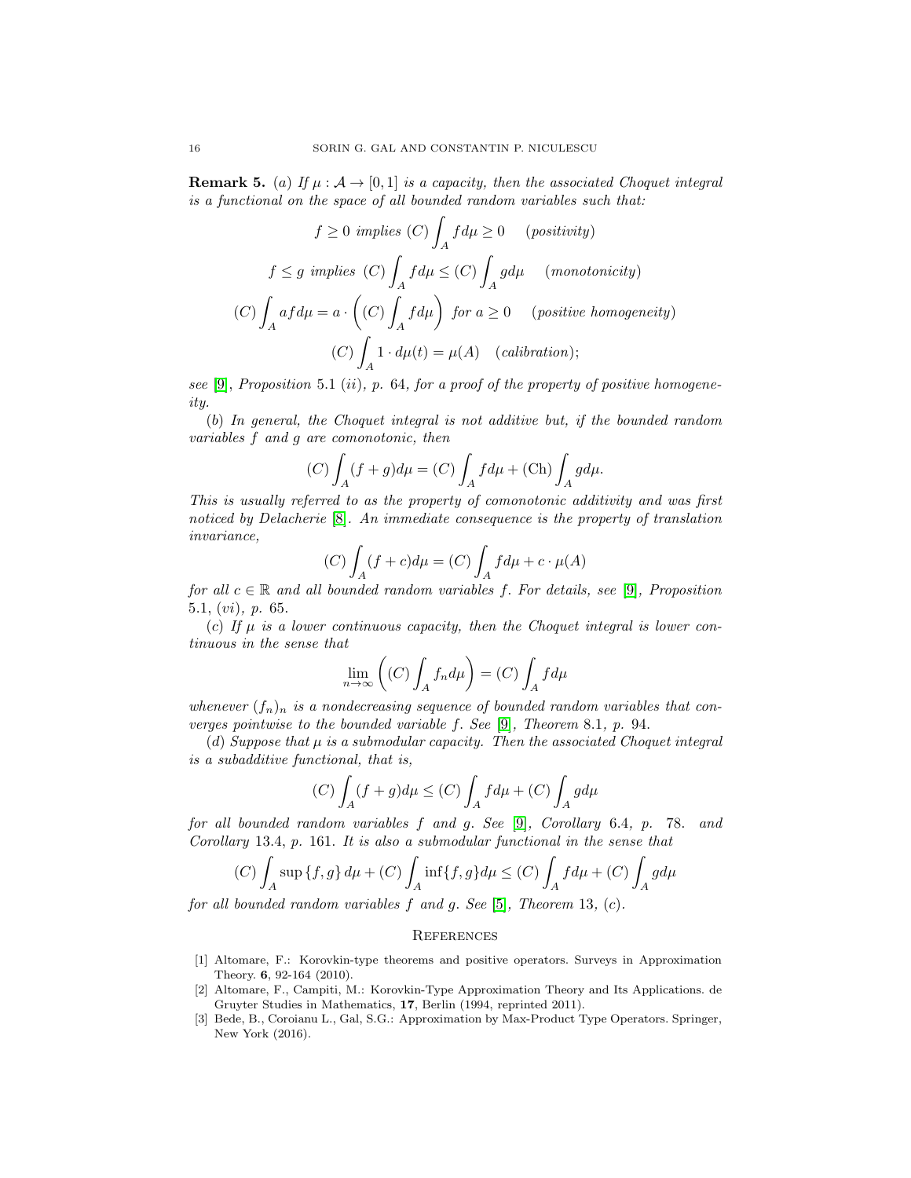**Remark 5.** (*a*) *If* $\mu : \mathcal{A} \to [0,1]$ *is a capacity, then the associated Choquet integral is a functional on the space of all bounded random variables such that:*

$$f \geq 0 \text{ implies } (C)\int_A f d\mu \geq 0 \quad (positivity)$$

$$f \leq g \text{ implies } (C)\int_A f d\mu \leq (C)\int_A g d\mu \quad (monotonicity)$$

$$(C)\int_A af d\mu = a \cdot \left( (C)\int_A f d\mu \right) \text{ for } a \geq 0 \quad (positive\ homogeneity)$$

$$(C)\int_A 1 \cdot d\mu(t) = \mu(A) \quad (calibration);$$

*see* [9], *Proposition* 5.1 (*ii*), *p.* 64, *for a proof of the property of positive homogeneity.*

(*b*) *In general, the Choquet integral is not additive but, if the bounded random variables* $f$ *and* $g$ *are comonotonic, then*

$$(C)\int_A (f+g) d\mu = (C)\int_A f d\mu + (\mathrm{Ch})\int_A g d\mu.$$

*This is usually referred to as the property of comonotonic additivity and was first noticed by Delacherie* [8]. *An immediate consequence is the property of translation invariance,*

$$(C)\int_A (f+c) d\mu = (C)\int_A f d\mu + c \cdot \mu(A)$$

*for all* $c \in \mathbb{R}$ *and all bounded random variables* $f$. *For details, see* [9], *Proposition* 5.1, (*vi*), *p.* 65.

(*c*) *If* $\mu$ *is a lower continuous capacity, then the Choquet integral is lower continuous in the sense that*

$$\lim_{n\to\infty} \left( (C)\int_A f_n d\mu \right) = (C)\int_A f d\mu$$

*whenever* $(f_n)_n$ *is a nondecreasing sequence of bounded random variables that converges pointwise to the bounded variable* $f$. *See* [9], *Theorem* 8.1, *p.* 94.

(*d*) *Suppose that* $\mu$ *is a submodular capacity. Then the associated Choquet integral is a subadditive functional, that is,*

$$(C)\int_A (f+g) d\mu \leq (C)\int_A f d\mu + (C)\int_A g d\mu$$

*for all bounded random variables* $f$ *and* $g$. *See* [9], *Corollary* 6.4, *p.* 78. *and Corollary* 13.4, *p.* 161. *It is also a submodular functional in the sense that*

$$(C)\int_A \sup\{f,g\} d\mu + (C)\int_A \inf\{f,g\} d\mu \leq (C)\int_A f d\mu + (C)\int_A g d\mu$$

*for all bounded random variables* $f$ *and* $g$. *See* [5], *Theorem* 13, (*c*).

## References

[1] Altomare, F.: Korovkin-type theorems and positive operators. Surveys in Approximation Theory. **6**, 92-164 (2010).

[2] Altomare, F., Campiti, M.: Korovkin-Type Approximation Theory and Its Applications. de Gruyter Studies in Mathematics, **17**, Berlin (1994, reprinted 2011).

[3] Bede, B., Coroianu L., Gal, S.G.: Approximation by Max-Product Type Operators. Springer, New York (2016).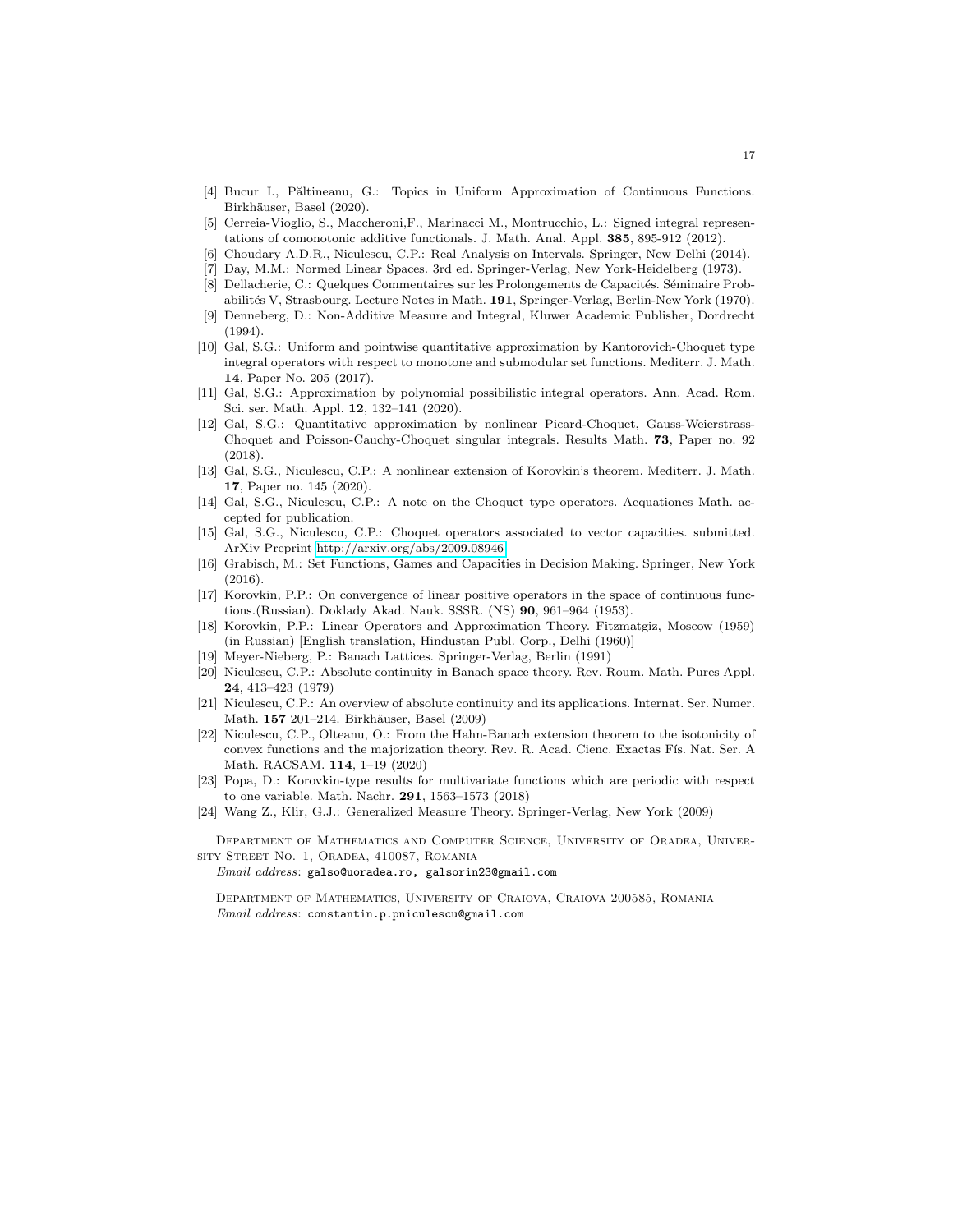[4] Bucur I., Păltineanu, G.: Topics in Uniform Approximation of Continuous Functions. Birkhäuser, Basel (2020).

[5] Cerreia-Vioglio, S., Maccheroni,F., Marinacci M., Montrucchio, L.: Signed integral representations of comonotonic additive functionals. J. Math. Anal. Appl. **385**, 895-912 (2012).

[6] Choudary A.D.R., Niculescu, C.P.: Real Analysis on Intervals. Springer, New Delhi (2014).

[7] Day, M.M.: Normed Linear Spaces. 3rd ed. Springer-Verlag, New York-Heidelberg (1973).

[8] Dellacherie, C.: Quelques Commentaires sur les Prolongements de Capacités. Séminaire Probabilités V, Strasbourg. Lecture Notes in Math. **191**, Springer-Verlag, Berlin-New York (1970).

[9] Denneberg, D.: Non-Additive Measure and Integral, Kluwer Academic Publisher, Dordrecht (1994).

[10] Gal, S.G.: Uniform and pointwise quantitative approximation by Kantorovich-Choquet type integral operators with respect to monotone and submodular set functions. Mediterr. J. Math. **14**, Paper No. 205 (2017).

[11] Gal, S.G.: Approximation by polynomial possibilistic integral operators. Ann. Acad. Rom. Sci. ser. Math. Appl. **12**, 132–141 (2020).

[12] Gal, S.G.: Quantitative approximation by nonlinear Picard-Choquet, Gauss-Weierstrass-Choquet and Poisson-Cauchy-Choquet singular integrals. Results Math. **73**, Paper no. 92 (2018).

[13] Gal, S.G., Niculescu, C.P.: A nonlinear extension of Korovkin's theorem. Mediterr. J. Math. **17**, Paper no. 145 (2020).

[14] Gal, S.G., Niculescu, C.P.: A note on the Choquet type operators. Aequationes Math. accepted for publication.

[15] Gal, S.G., Niculescu, C.P.: Choquet operators associated to vector capacities. submitted. ArXiv Preprint http://arxiv.org/abs/2009.08946

[16] Grabisch, M.: Set Functions, Games and Capacities in Decision Making. Springer, New York (2016).

[17] Korovkin, P.P.: On convergence of linear positive operators in the space of continuous functions.(Russian). Doklady Akad. Nauk. SSSR. (NS) **90**, 961–964 (1953).

[18] Korovkin, P.P.: Linear Operators and Approximation Theory. Fitzmatgiz, Moscow (1959) (in Russian) [English translation, Hindustan Publ. Corp., Delhi (1960)]

[19] Meyer-Nieberg, P.: Banach Lattices. Springer-Verlag, Berlin (1991)

[20] Niculescu, C.P.: Absolute continuity in Banach space theory. Rev. Roum. Math. Pures Appl. **24**, 413–423 (1979)

[21] Niculescu, C.P.: An overview of absolute continuity and its applications. Internat. Ser. Numer. Math. **157** 201–214. Birkhäuser, Basel (2009)

[22] Niculescu, C.P., Olteanu, O.: From the Hahn-Banach extension theorem to the isotonicity of convex functions and the majorization theory. Rev. R. Acad. Cienc. Exactas Fís. Nat. Ser. A Math. RACSAM. **114**, 1–19 (2020)

[23] Popa, D.: Korovkin-type results for multivariate functions which are periodic with respect to one variable. Math. Nachr. **291**, 1563–1573 (2018)

[24] Wang Z., Klir, G.J.: Generalized Measure Theory. Springer-Verlag, New York (2009)

Department of Mathematics and Computer Science, University of Oradea, University Street No. 1, Oradea, 410087, Romania

*Email address*: `galso@uoradea.ro, galsorin23@gmail.com`

Department of Mathematics, University of Craiova, Craiova 200585, Romania

*Email address*: `constantin.p.pniculescu@gmail.com`